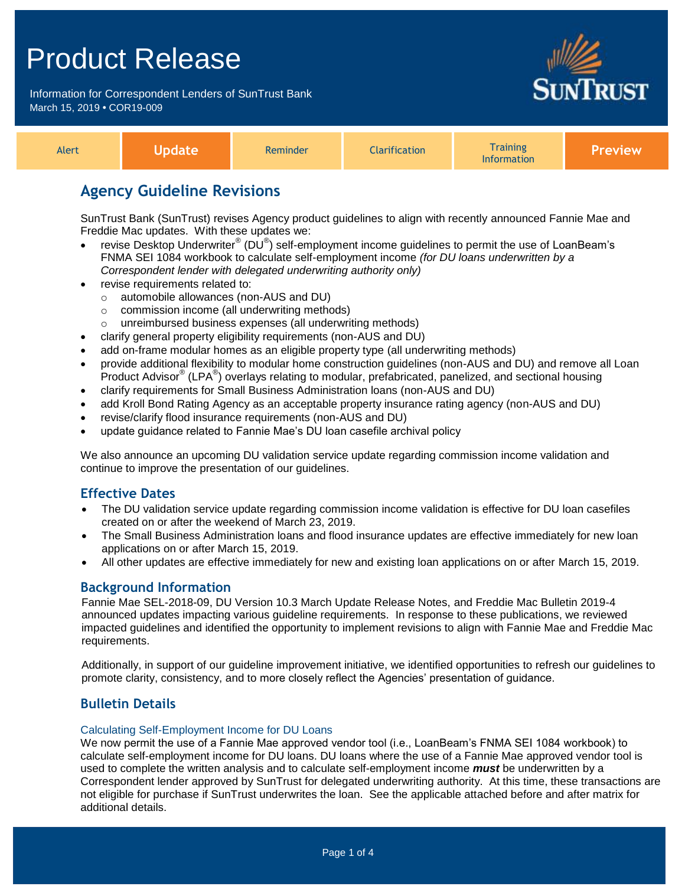# Product Release

Information for Correspondent Lenders of SunTrust Bank
March 15, 2019 • COR19-009

| Alert | **Update** | Reminder | Clarification | Training Information | **Preview** |
|---|---|---|---|---|---|

## Agency Guideline Revisions

SunTrust Bank (SunTrust) revises Agency product guidelines to align with recently announced Fannie Mae and Freddie Mac updates. With these updates we:

- revise Desktop Underwriter® (DU®) self-employment income guidelines to permit the use of LoanBeam's FNMA SEI 1084 workbook to calculate self-employment income *(for DU loans underwritten by a Correspondent lender with delegated underwriting authority only)*
- revise requirements related to:
  - automobile allowances (non-AUS and DU)
  - commission income (all underwriting methods)
  - unreimbursed business expenses (all underwriting methods)
- clarify general property eligibility requirements (non-AUS and DU)
- add on-frame modular homes as an eligible property type (all underwriting methods)
- provide additional flexibility to modular home construction guidelines (non-AUS and DU) and remove all Loan Product Advisor® (LPA®) overlays relating to modular, prefabricated, panelized, and sectional housing
- clarify requirements for Small Business Administration loans (non-AUS and DU)
- add Kroll Bond Rating Agency as an acceptable property insurance rating agency (non-AUS and DU)
- revise/clarify flood insurance requirements (non-AUS and DU)
- update guidance related to Fannie Mae's DU loan casefile archival policy

We also announce an upcoming DU validation service update regarding commission income validation and continue to improve the presentation of our guidelines.

### Effective Dates

- The DU validation service update regarding commission income validation is effective for DU loan casefiles created on or after the weekend of March 23, 2019.
- The Small Business Administration loans and flood insurance updates are effective immediately for new loan applications on or after March 15, 2019.
- All other updates are effective immediately for new and existing loan applications on or after March 15, 2019.

### Background Information

Fannie Mae SEL-2018-09, DU Version 10.3 March Update Release Notes, and Freddie Mac Bulletin 2019-4 announced updates impacting various guideline requirements. In response to these publications, we reviewed impacted guidelines and identified the opportunity to implement revisions to align with Fannie Mae and Freddie Mac requirements.

Additionally, in support of our guideline improvement initiative, we identified opportunities to refresh our guidelines to promote clarity, consistency, and to more closely reflect the Agencies' presentation of guidance.

### Bulletin Details

#### Calculating Self-Employment Income for DU Loans

We now permit the use of a Fannie Mae approved vendor tool (i.e., LoanBeam's FNMA SEI 1084 workbook) to calculate self-employment income for DU loans. DU loans where the use of a Fannie Mae approved vendor tool is used to complete the written analysis and to calculate self-employment income ***must*** be underwritten by a Correspondent lender approved by SunTrust for delegated underwriting authority. At this time, these transactions are not eligible for purchase if SunTrust underwrites the loan. See the applicable attached before and after matrix for additional details.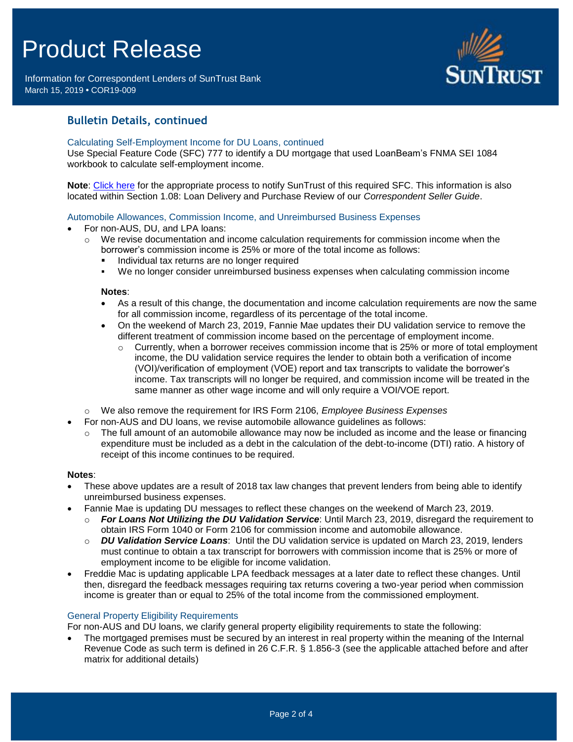## Bulletin Details, continued

### Calculating Self-Employment Income for DU Loans, continued

Use Special Feature Code (SFC) 777 to identify a DU mortgage that used LoanBeam's FNMA SEI 1084 workbook to calculate self-employment income.

**Note**: Click here for the appropriate process to notify SunTrust of this required SFC. This information is also located within Section 1.08: Loan Delivery and Purchase Review of our *Correspondent Seller Guide*.

### Automobile Allowances, Commission Income, and Unreimbursed Business Expenses

- For non-AUS, DU, and LPA loans:
  - We revise documentation and income calculation requirements for commission income when the borrower's commission income is 25% or more of the total income as follows:
    - Individual tax returns are no longer required
    - We no longer consider unreimbursed business expenses when calculating commission income

    **Notes**:
    - As a result of this change, the documentation and income calculation requirements are now the same for all commission income, regardless of its percentage of the total income.
    - On the weekend of March 23, 2019, Fannie Mae updates their DU validation service to remove the different treatment of commission income based on the percentage of employment income.
      - Currently, when a borrower receives commission income that is 25% or more of total employment income, the DU validation service requires the lender to obtain both a verification of income (VOI)/verification of employment (VOE) report and tax transcripts to validate the borrower's income. Tax transcripts will no longer be required, and commission income will be treated in the same manner as other wage income and will only require a VOI/VOE report.
  - We also remove the requirement for IRS Form 2106, *Employee Business Expenses*
- For non-AUS and DU loans, we revise automobile allowance guidelines as follows:
  - The full amount of an automobile allowance may now be included as income and the lease or financing expenditure must be included as a debt in the calculation of the debt-to-income (DTI) ratio. A history of receipt of this income continues to be required.

**Notes**:

- These above updates are a result of 2018 tax law changes that prevent lenders from being able to identify unreimbursed business expenses.
- Fannie Mae is updating DU messages to reflect these changes on the weekend of March 23, 2019.
  - ***For Loans Not Utilizing the DU Validation Service***: Until March 23, 2019, disregard the requirement to obtain IRS Form 1040 or Form 2106 for commission income and automobile allowance.
  - ***DU Validation Service Loans***: Until the DU validation service is updated on March 23, 2019, lenders must continue to obtain a tax transcript for borrowers with commission income that is 25% or more of employment income to be eligible for income validation.
- Freddie Mac is updating applicable LPA feedback messages at a later date to reflect these changes. Until then, disregard the feedback messages requiring tax returns covering a two-year period when commission income is greater than or equal to 25% of the total income from the commissioned employment.

### General Property Eligibility Requirements

For non-AUS and DU loans, we clarify general property eligibility requirements to state the following:

- The mortgaged premises must be secured by an interest in real property within the meaning of the Internal Revenue Code as such term is defined in 26 C.F.R. § 1.856-3 (see the applicable attached before and after matrix for additional details)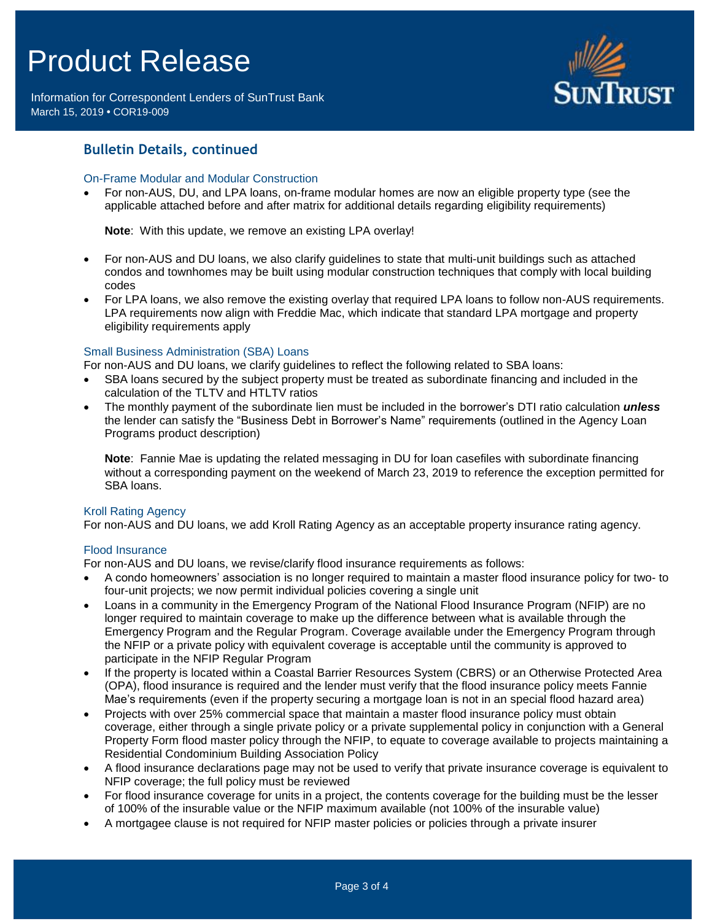## Bulletin Details, continued

### On-Frame Modular and Modular Construction

- For non-AUS, DU, and LPA loans, on-frame modular homes are now an eligible property type (see the applicable attached before and after matrix for additional details regarding eligibility requirements)

  **Note**: With this update, we remove an existing LPA overlay!

- For non-AUS and DU loans, we also clarify guidelines to state that multi-unit buildings such as attached condos and townhomes may be built using modular construction techniques that comply with local building codes
- For LPA loans, we also remove the existing overlay that required LPA loans to follow non-AUS requirements. LPA requirements now align with Freddie Mac, which indicate that standard LPA mortgage and property eligibility requirements apply

### Small Business Administration (SBA) Loans

For non-AUS and DU loans, we clarify guidelines to reflect the following related to SBA loans:

- SBA loans secured by the subject property must be treated as subordinate financing and included in the calculation of the TLTV and HTLTV ratios
- The monthly payment of the subordinate lien must be included in the borrower's DTI ratio calculation ***unless*** the lender can satisfy the "Business Debt in Borrower's Name" requirements (outlined in the Agency Loan Programs product description)

  **Note**: Fannie Mae is updating the related messaging in DU for loan casefiles with subordinate financing without a corresponding payment on the weekend of March 23, 2019 to reference the exception permitted for SBA loans.

### Kroll Rating Agency

For non-AUS and DU loans, we add Kroll Rating Agency as an acceptable property insurance rating agency.

### Flood Insurance

For non-AUS and DU loans, we revise/clarify flood insurance requirements as follows:

- A condo homeowners' association is no longer required to maintain a master flood insurance policy for two- to four-unit projects; we now permit individual policies covering a single unit
- Loans in a community in the Emergency Program of the National Flood Insurance Program (NFIP) are no longer required to maintain coverage to make up the difference between what is available through the Emergency Program and the Regular Program. Coverage available under the Emergency Program through the NFIP or a private policy with equivalent coverage is acceptable until the community is approved to participate in the NFIP Regular Program
- If the property is located within a Coastal Barrier Resources System (CBRS) or an Otherwise Protected Area (OPA), flood insurance is required and the lender must verify that the flood insurance policy meets Fannie Mae's requirements (even if the property securing a mortgage loan is not in an special flood hazard area)
- Projects with over 25% commercial space that maintain a master flood insurance policy must obtain coverage, either through a single private policy or a private supplemental policy in conjunction with a General Property Form flood master policy through the NFIP, to equate to coverage available to projects maintaining a Residential Condominium Building Association Policy
- A flood insurance declarations page may not be used to verify that private insurance coverage is equivalent to NFIP coverage; the full policy must be reviewed
- For flood insurance coverage for units in a project, the contents coverage for the building must be the lesser of 100% of the insurable value or the NFIP maximum available (not 100% of the insurable value)
- A mortgagee clause is not required for NFIP master policies or policies through a private insurer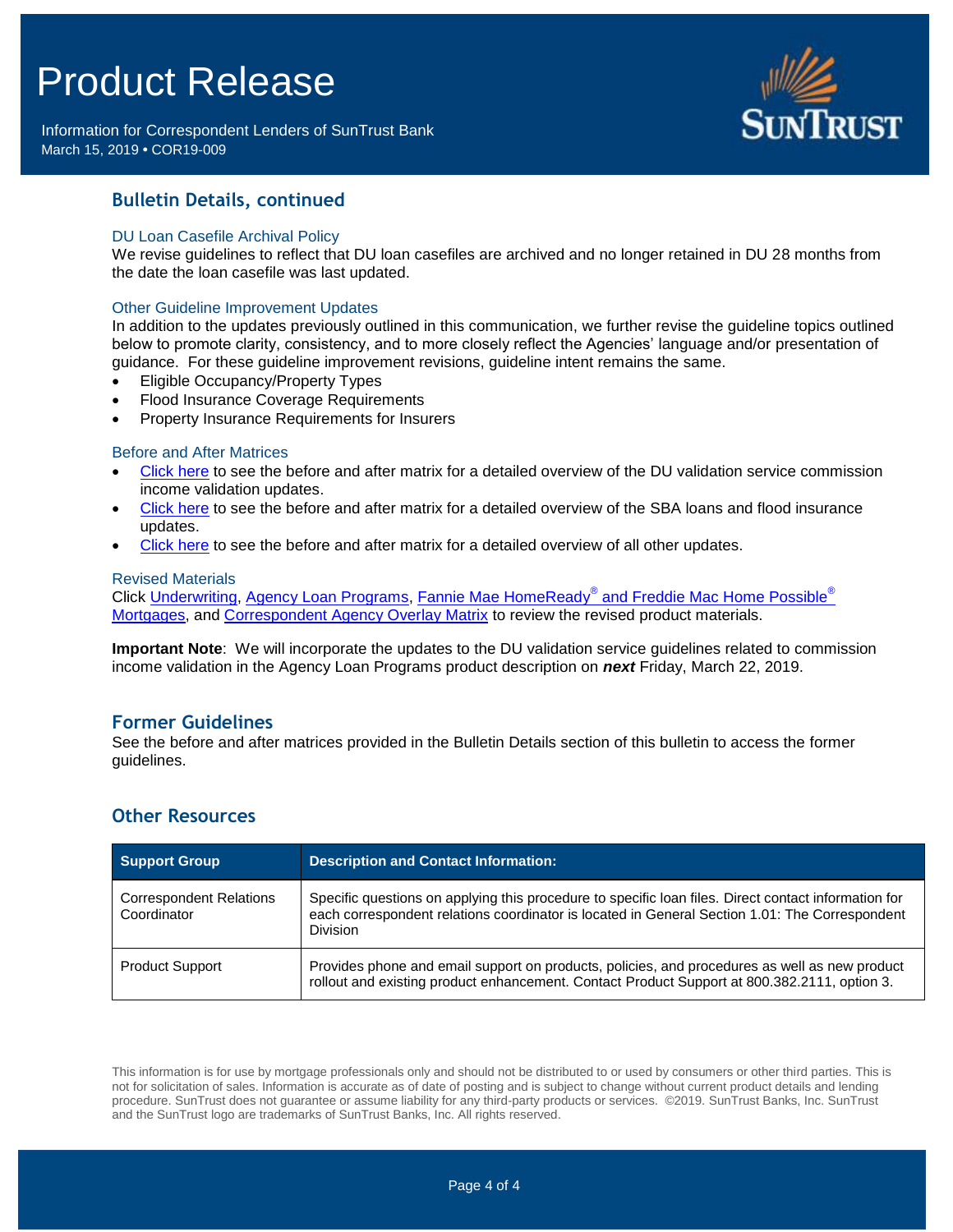## Bulletin Details, continued

### DU Loan Casefile Archival Policy

We revise guidelines to reflect that DU loan casefiles are archived and no longer retained in DU 28 months from the date the loan casefile was last updated.

### Other Guideline Improvement Updates

In addition to the updates previously outlined in this communication, we further revise the guideline topics outlined below to promote clarity, consistency, and to more closely reflect the Agencies' language and/or presentation of guidance. For these guideline improvement revisions, guideline intent remains the same.

- Eligible Occupancy/Property Types
- Flood Insurance Coverage Requirements
- Property Insurance Requirements for Insurers

### Before and After Matrices

- Click here to see the before and after matrix for a detailed overview of the DU validation service commission income validation updates.
- Click here to see the before and after matrix for a detailed overview of the SBA loans and flood insurance updates.
- Click here to see the before and after matrix for a detailed overview of all other updates.

### Revised Materials

Click Underwriting, Agency Loan Programs, Fannie Mae HomeReady® and Freddie Mac Home Possible® Mortgages, and Correspondent Agency Overlay Matrix to review the revised product materials.

**Important Note**: We will incorporate the updates to the DU validation service guidelines related to commission income validation in the Agency Loan Programs product description on ***next*** Friday, March 22, 2019.

## Former Guidelines

See the before and after matrices provided in the Bulletin Details section of this bulletin to access the former guidelines.

## Other Resources

| Support Group | Description and Contact Information: |
|---|---|
| Correspondent Relations Coordinator | Specific questions on applying this procedure to specific loan files. Direct contact information for each correspondent relations coordinator is located in General Section 1.01: The Correspondent Division |
| Product Support | Provides phone and email support on products, policies, and procedures as well as new product rollout and existing product enhancement. Contact Product Support at 800.382.2111, option 3. |

This information is for use by mortgage professionals only and should not be distributed to or used by consumers or other third parties. This is not for solicitation of sales. Information is accurate as of date of posting and is subject to change without current product details and lending procedure. SunTrust does not guarantee or assume liability for any third-party products or services. ©2019. SunTrust Banks, Inc. SunTrust and the SunTrust logo are trademarks of SunTrust Banks, Inc. All rights reserved.